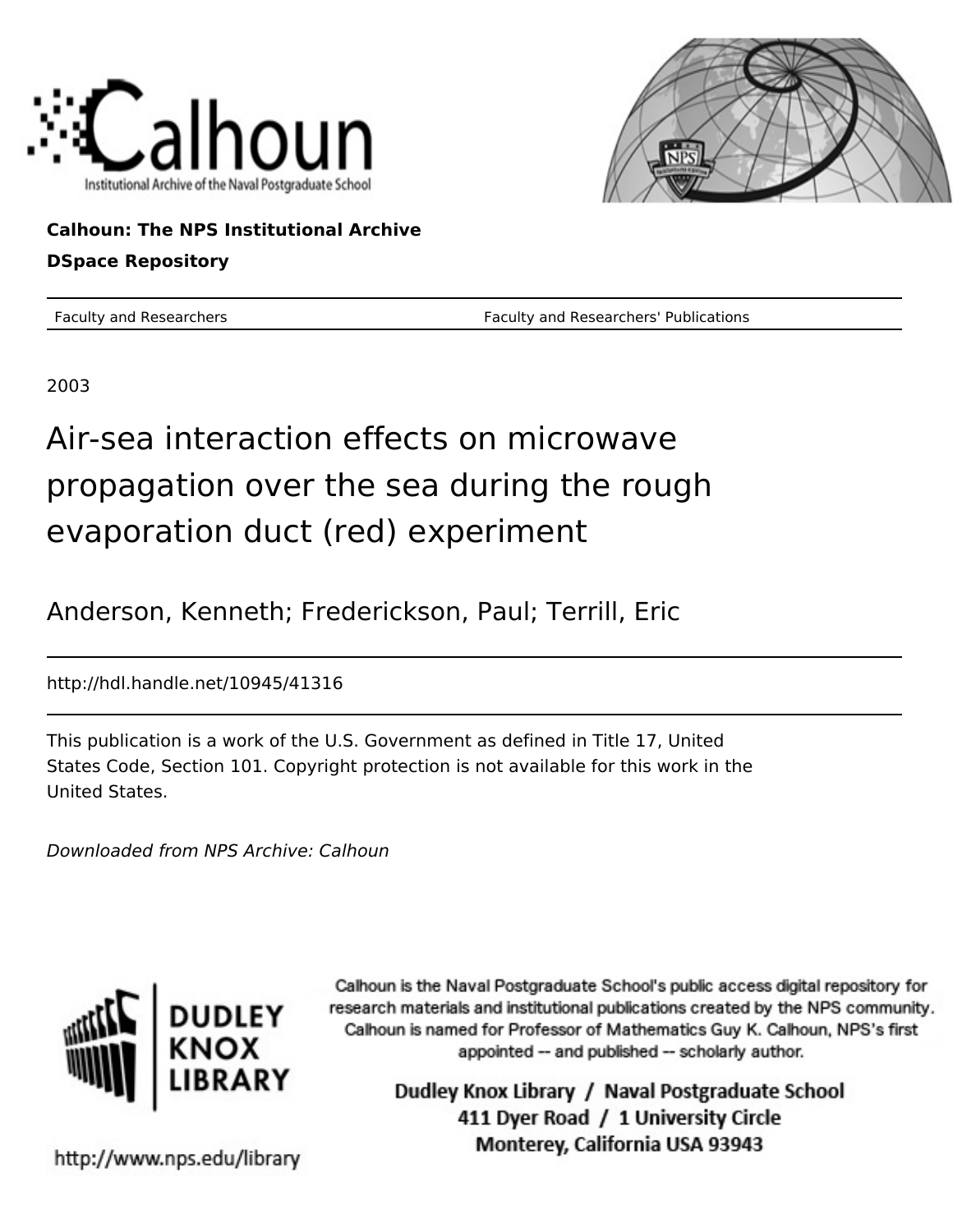Calhoun: The NPS Institutional Archive

DSpace Repository

Faculty and Researchers — Faculty and Researchers' Publications

2003

# Air-sea interaction effects on microwave propagation over the sea during the rough evaporation duct (red) experiment

Anderson, Kenneth; Frederickson, Paul; Terrill, Eric

http://hdl.handle.net/10945/41316

This publication is a work of the U.S. Government as defined in Title 17, United States Code, Section 101. Copyright protection is not available for this work in the United States.

*Downloaded from NPS Archive: Calhoun*

Calhoun is the Naval Postgraduate School's public access digital repository for research materials and institutional publications created by the NPS community. Calhoun is named for Professor of Mathematics Guy K. Calhoun, NPS's first appointed -- and published -- scholarly author.

Dudley Knox Library / Naval Postgraduate School
411 Dyer Road / 1 University Circle
Monterey, California USA 93943

http://www.nps.edu/library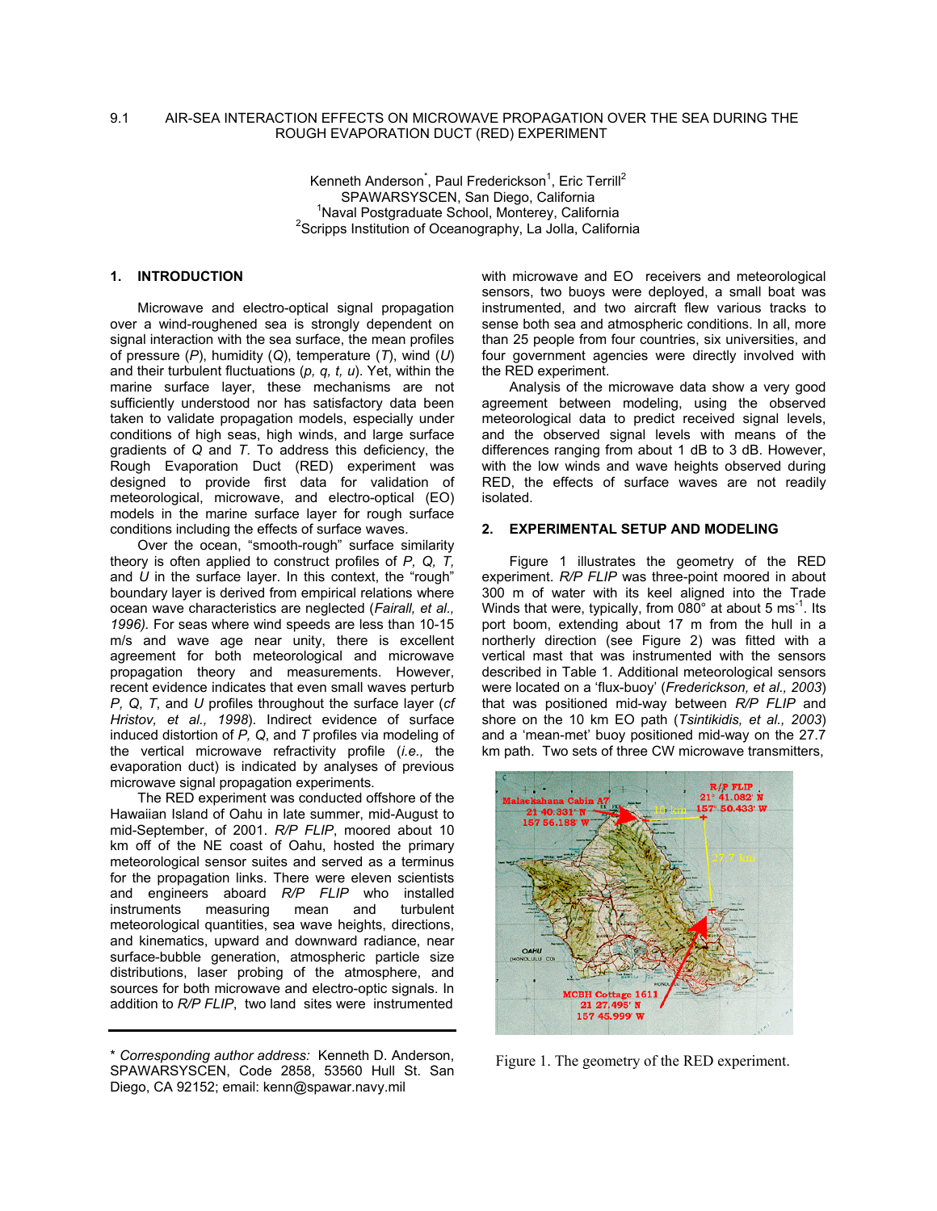# 9.1 AIR-SEA INTERACTION EFFECTS ON MICROWAVE PROPAGATION OVER THE SEA DURING THE ROUGH EVAPORATION DUCT (RED) EXPERIMENT

Kenneth Anderson*, Paul Frederickson[1], Eric Terrill[2]
SPAWARSYSCEN, San Diego, California
[1]Naval Postgraduate School, Monterey, California
[2]Scripps Institution of Oceanography, La Jolla, California

## 1. INTRODUCTION

Microwave and electro-optical signal propagation over a wind-roughened sea is strongly dependent on signal interaction with the sea surface, the mean profiles of pressure (*P*), humidity (*Q*), temperature (*T*), wind (*U*) and their turbulent fluctuations (*p, q, t, u*). Yet, within the marine surface layer, these mechanisms are not sufficiently understood nor has satisfactory data been taken to validate propagation models, especially under conditions of high seas, high winds, and large surface gradients of *Q* and *T*. To address this deficiency, the Rough Evaporation Duct (RED) experiment was designed to provide first data for validation of meteorological, microwave, and electro-optical (EO) models in the marine surface layer for rough surface conditions including the effects of surface waves.

Over the ocean, "smooth-rough" surface similarity theory is often applied to construct profiles of *P, Q, T,* and *U* in the surface layer. In this context, the "rough" boundary layer is derived from empirical relations where ocean wave characteristics are neglected (*Fairall, et al., 1996).* For seas where wind speeds are less than 10-15 m/s and wave age near unity, there is excellent agreement for both meteorological and microwave propagation theory and measurements. However, recent evidence indicates that even small waves perturb *P, Q, T*, and *U* profiles throughout the surface layer (*cf Hristov, et al., 1998*). Indirect evidence of surface induced distortion of *P, Q*, and *T* profiles via modeling of the vertical microwave refractivity profile (*i.e.,* the evaporation duct) is indicated by analyses of previous microwave signal propagation experiments.

The RED experiment was conducted offshore of the Hawaiian Island of Oahu in late summer, mid-August to mid-September, of 2001. *R/P FLIP*, moored about 10 km off of the NE coast of Oahu, hosted the primary meteorological sensor suites and served as a terminus for the propagation links. There were eleven scientists and engineers aboard *R/P FLIP* who installed instruments measuring mean and turbulent meteorological quantities, sea wave heights, directions, and kinematics, upward and downward radiance, near surface-bubble generation, atmospheric particle size distributions, laser probing of the atmosphere, and sources for both microwave and electro-optic signals. In addition to *R/P FLIP*, two land sites were instrumented with microwave and EO receivers and meteorological sensors, two buoys were deployed, a small boat was instrumented, and two aircraft flew various tracks to sense both sea and atmospheric conditions. In all, more than 25 people from four countries, six universities, and four government agencies were directly involved with the RED experiment.

Analysis of the microwave data show a very good agreement between modeling, using the observed meteorological data to predict received signal levels, and the observed signal levels with the differences ranging from about 1 dB to 3 dB. However, with the low winds and wave heights observed during RED, the effects of surface waves are not readily isolated.

## 2. EXPERIMENTAL SETUP AND MODELING

Figure 1 illustrates the geometry of the RED experiment. *R/P FLIP* was three-point moored in about 300 m of water with its keel aligned into the Trade Winds that were, typically, from 080° at about 5 ms$^{-1}$. Its port boom, extending about 17 m from the hull in a northerly direction (see Figure 2) was fitted with a vertical mast that was instrumented with the sensors described in Table 1. Additional meteorological sensors were located on a 'flux-buoy' (*Frederickson, et al., 2003*) that was positioned mid-way between *R/P FLIP* and shore on the 10 km EO path (*Tsintikidis, et al., 2003*) and a 'mean-met' buoy positioned mid-way on the 27.7 km path. Two sets of three CW microwave transmitters,

Figure 1. The geometry of the RED experiment.

---

* *Corresponding author address:* Kenneth D. Anderson, SPAWARSYSCEN, Code 2858, 53560 Hull St. San Diego, CA 92152; email: kenn@spawar.navy.mil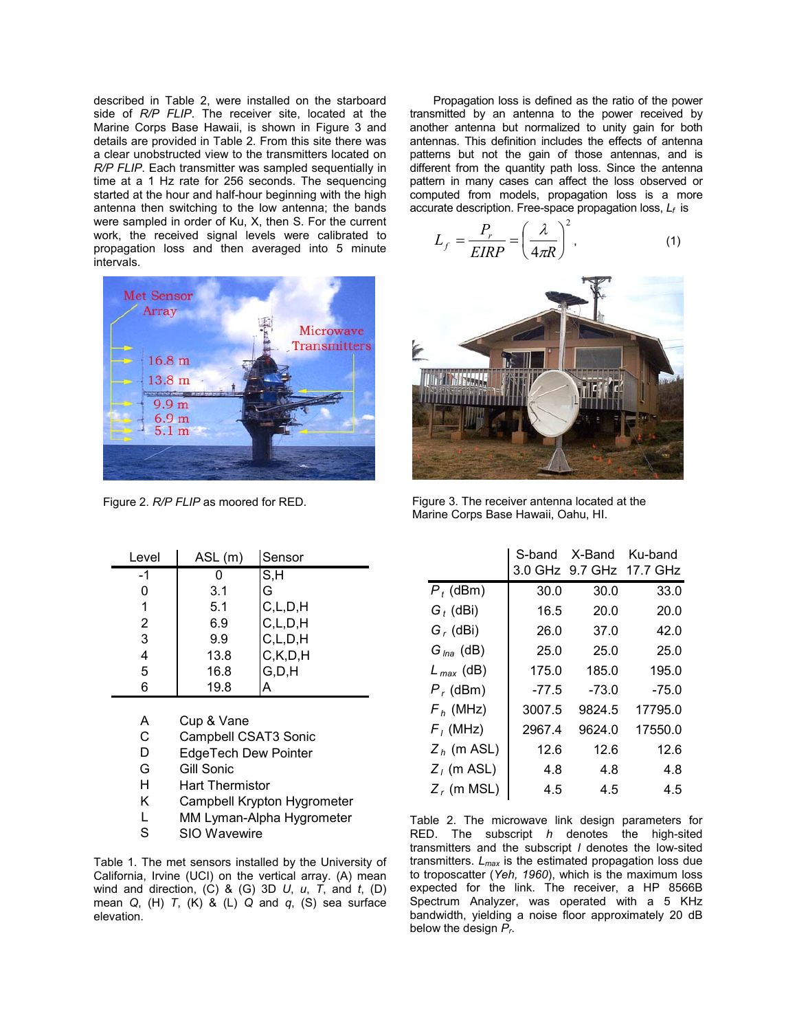described in Table 2, were installed on the starboard side of *R/P FLIP*. The receiver site, located at the Marine Corps Base Hawaii, is shown in Figure 3 and details are provided in Table 2. From this site there was a clear unobstructed view to the transmitters located on *R/P FLIP*. Each transmitter was sampled sequentially in time at a 1 Hz rate for 256 seconds. The sequencing started at the hour and half-hour beginning with the high antenna then switching to the low antenna; the bands were sampled in order of Ku, X, then S. For the current work, the received signal levels were calibrated to propagation loss and then averaged into 5 minute intervals.

Figure 2. *R/P FLIP* as moored for RED.

| Level | ASL (m) | Sensor |
|---|---|---|
| -1 | 0 | S,H |
| 0 | 3.1 | G |
| 1 | 5.1 | C,L,D,H |
| 2 | 6.9 | C,L,D,H |
| 3 | 9.9 | C,L,D,H |
| 4 | 13.8 | C,K,D,H |
| 5 | 16.8 | G,D,H |
| 6 | 19.8 | A |

- A Cup & Vane
- C Campbell CSAT3 Sonic
- D EdgeTech Dew Pointer
- G Gill Sonic
- H Hart Thermistor
- K Campbell Krypton Hygrometer
- L MM Lyman-Alpha Hygrometer
- S SIO Wavewire

Table 1. The met sensors installed by the University of California, Irvine (UCI) on the vertical array. (A) mean wind and direction, (C) & (G) 3D $U$, $u$, $T$, and $t$, (D) mean $Q$, (H) $T$, (K) & (L) $Q$ and $q$, (S) sea surface elevation.

Propagation loss is defined as the ratio of the power transmitted by an antenna to the power received by another antenna but normalized to unity gain for both antennas. This definition includes the effects of antenna patterns but not the gain of those antennas, and is different from the quantity path loss. Since the antenna pattern in many cases can affect the loss observed or computed from models, propagation loss is a more accurate description. Free-space propagation loss, $L_f$ is

$$L_f = \frac{P_r}{EIRP} = \left(\frac{\lambda}{4\pi R}\right)^2, \qquad (1)$$

Figure 3. The receiver antenna located at the Marine Corps Base Hawaii, Oahu, HI.

| | S-band 3.0 GHz | X-Band 9.7 GHz | Ku-band 17.7 GHz |
|---|---|---|---|
| $P_t$ (dBm) | 30.0 | 30.0 | 33.0 |
| $G_t$ (dBi) | 16.5 | 20.0 | 20.0 |
| $G_r$ (dBi) | 26.0 | 37.0 | 42.0 |
| $G_{lna}$ (dB) | 25.0 | 25.0 | 25.0 |
| $L_{max}$ (dB) | 175.0 | 185.0 | 195.0 |
| $P_r$ (dBm) | -77.5 | -73.0 | -75.0 |
| $F_h$ (MHz) | 3007.5 | 9824.5 | 17795.0 |
| $F_l$ (MHz) | 2967.4 | 9624.0 | 17550.0 |
| $Z_h$ (m ASL) | 12.6 | 12.6 | 12.6 |
| $Z_l$ (m ASL) | 4.8 | 4.8 | 4.8 |
| $Z_r$ (m MSL) | 4.5 | 4.5 | 4.5 |

Table 2. The microwave link design parameters for RED. The subscript $h$ denotes the high-sited transmitters and the subscript $l$ denotes the low-sited transmitters. $L_{max}$ is the estimated propagation loss due to troposcatter (*Yeh, 1960*), which is the maximum loss expected for the link. The receiver, a HP 8566B Spectrum Analyzer, was operated with a 5 KHz bandwidth, yielding a noise floor approximately 20 dB below the design $P_r$.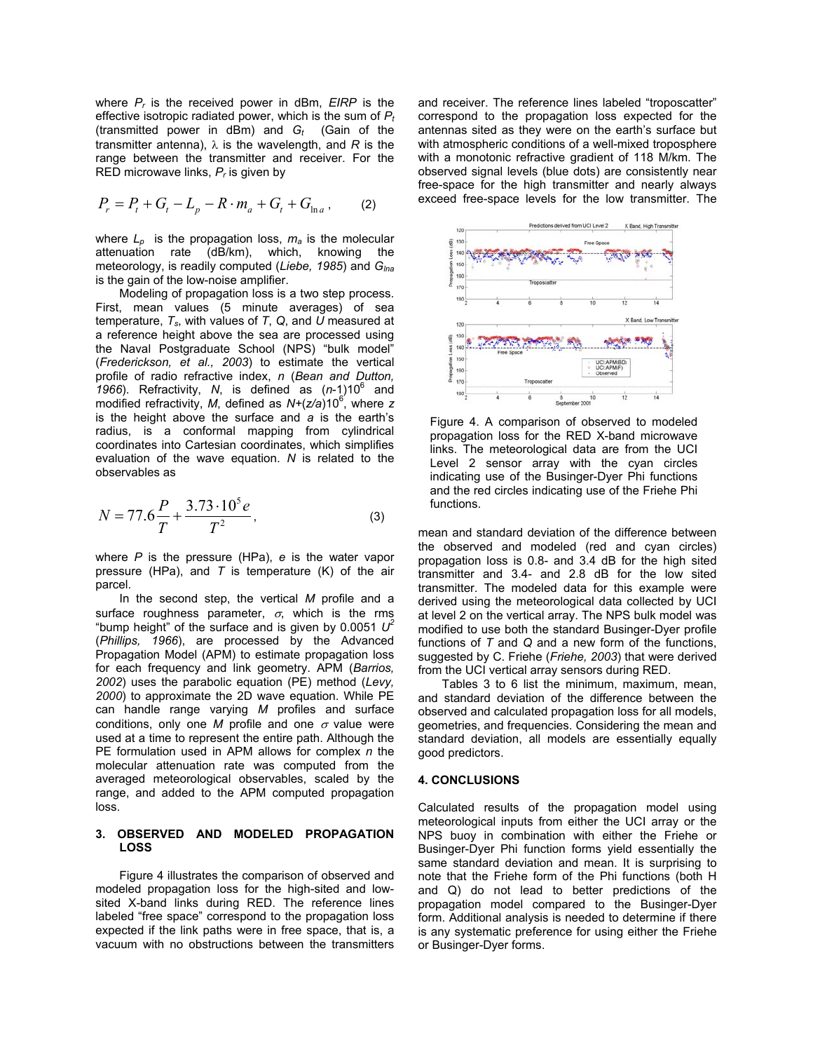where $P_r$ is the received power in dBm, *EIRP* is the effective isotropic radiated power, which is the sum of $P_t$ (transmitted power in dBm) and $G_t$ (Gain of the transmitter antenna), $\lambda$ is the wavelength, and $R$ is the range between the transmitter and receiver. For the RED microwave links, $P_r$ is given by

$$P_r = P_t + G_t - L_p - R \cdot m_a + G_t + G_{\ln a}, \qquad (2)$$

where $L_p$ is the propagation loss, $m_a$ is the molecular attenuation rate (dB/km), which, knowing the meteorology, is readily computed (*Liebe, 1985*) and $G_{lna}$ is the gain of the low-noise amplifier.

Modeling of propagation loss is a two step process. First, mean values (5 minute averages) of sea temperature, $T_s$, with values of $T$, $Q$, and $U$ measured at a reference height above the sea are processed using the Naval Postgraduate School (NPS) "bulk model" (*Frederickson, et al., 2003*) to estimate the vertical profile of radio refractive index, $n$ (*Bean and Dutton, 1966*). Refractivity, $N$, is defined as $(n\text{-}1)10^6$ and modified refractivity, $M$, defined as $N+(z/a)10^6$, where $z$ is the height above the surface and $a$ is the earth's radius, is a conformal mapping from cylindrical coordinates into Cartesian coordinates, which simplifies evaluation of the wave equation. $N$ is related to the observables as

$$N = 77.6\frac{P}{T} + \frac{3.73 \cdot 10^5 e}{T^2}, \qquad (3)$$

where $P$ is the pressure (HPa), $e$ is the water vapor pressure (HPa), and $T$ is temperature (K) of the air parcel.

In the second step, the vertical $M$ profile and a surface roughness parameter, $\sigma$, which is the rms "bump height" of the surface and is given by $0.0051\ U^2$ (*Phillips, 1966*), are processed by the Advanced Propagation Model (APM) to estimate propagation loss for each frequency and link geometry. APM (*Barrios, 2002*) uses the parabolic equation (PE) method (*Levy, 2000*) to approximate the 2D wave equation. While PE can handle range varying $M$ profiles and surface conditions, only one $M$ profile and one $\sigma$ value were used at a time to represent the entire path. Although the PE formulation used in APM allows for complex $n$ the molecular attenuation rate was computed from the averaged meteorological observables, scaled by the range, and added to the APM computed propagation loss.

## 3. OBSERVED AND MODELED PROPAGATION LOSS

Figure 4 illustrates the comparison of observed and modeled propagation loss for the high-sited and low-sited X-band links during RED. The reference lines labeled "free space" correspond to the propagation loss expected if the link paths were in free space, that is, a vacuum with no obstructions between the transmitters and receiver. The reference lines labeled "troposcatter" correspond to the propagation loss expected for the antennas sited as they were on the earth's surface but with atmospheric conditions of a well-mixed troposphere with a monotonic refractive gradient of 118 M/km. The observed signal levels (blue dots) are consistently near free-space for the high transmitter and nearly always exceed free-space levels for the low transmitter. The mean and standard deviation of the difference between the observed and modeled (red and cyan circles) propagation loss is 0.8- and 3.4 dB for the high sited transmitter and 3.4- and 2.8 dB for the low sited transmitter. The modeled data for this example were derived using the meteorological data collected by UCI at level 2 on the vertical array. The NPS bulk model was modified to use both the standard Businger-Dyer profile functions of $T$ and $Q$ and a new form of the functions, suggested by C. Friehe (*Friehe, 2003*) that were derived from the UCI vertical array sensors during RED.

Figure 4. A comparison of observed to modeled propagation loss for the RED X-band microwave links. The meteorological data are from the UCI Level 2 sensor array with the cyan circles indicating use of the Businger-Dyer Phi functions and the red circles indicating use of the Friehe Phi functions.

Tables 3 to 6 list the minimum, maximum, mean, and standard deviation of the difference between the observed and calculated propagation loss for all models, geometries, and frequencies. Considering the mean and standard deviation, all models are essentially equally good predictors.

## 4. CONCLUSIONS

Calculated results of the propagation model using meteorological inputs from either the UCI array or the NPS buoy in combination with either the Friehe or Businger-Dyer Phi function forms yield essentially the same standard deviation and mean. It is surprising to note that the Friehe form of the Phi functions (both H and Q) do not lead to better predictions of the propagation model compared to the Businger-Dyer form. Additional analysis is needed to determine if there is any systematic preference for using either the Friehe or Businger-Dyer forms.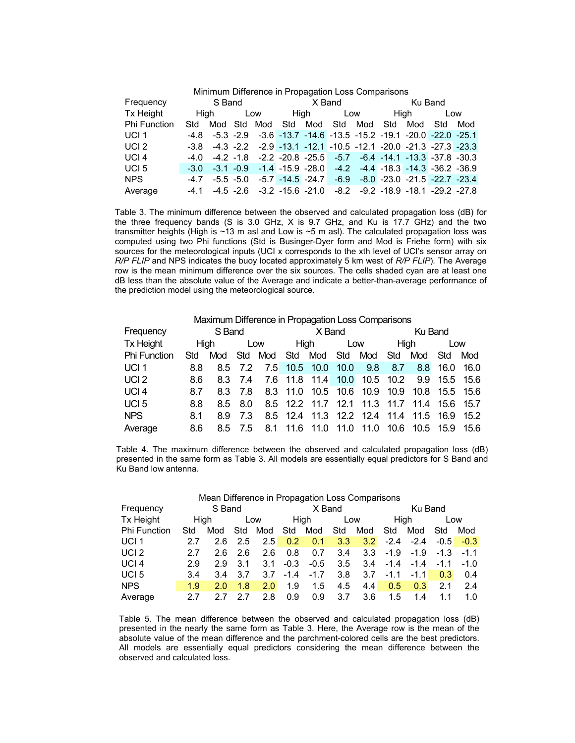Minimum Difference in Propagation Loss Comparisons

| Frequency | S Band | | | | X Band | | | | Ku Band | | | |
|---|---|---|---|---|---|---|---|---|---|---|---|---|
| Tx Height | High | | Low | | High | | Low | | High | | Low | |
| Phi Function | Std | Mod | Std | Mod | Std | Mod | Std | Mod | Std | Mod | Std | Mod |
| UCI 1 | -4.8 | -5.3 | -2.9 | -3.6 | -13.7 | -14.6 | -13.5 | -15.2 | -19.1 | -20.0 | -22.0 | -25.1 |
| UCI 2 | -3.8 | -4.3 | -2.2 | -2.9 | -13.1 | -12.1 | -10.5 | -12.1 | -20.0 | -21.3 | -27.3 | -23.3 |
| UCI 4 | -4.0 | -4.2 | -1.8 | -2.2 | -20.8 | -25.5 | -5.7 | -6.4 | -14.1 | -13.3 | -37.8 | -30.3 |
| UCI 5 | -3.0 | -3.1 | -0.9 | -1.4 | -15.9 | -28.0 | -4.2 | -4.4 | -18.3 | -14.3 | -36.2 | -36.9 |
| NPS | -4.7 | -5.5 | -5.0 | -5.7 | -14.5 | -24.7 | -6.9 | -8.0 | -23.0 | -21.5 | -22.7 | -23.4 |
| Average | -4.1 | -4.5 | -2.6 | -3.2 | -15.6 | -21.0 | -8.2 | -9.2 | -18.9 | -18.1 | -29.2 | -27.8 |

Table 3. The minimum difference between the observed and calculated propagation loss (dB) for the three frequency bands (S is 3.0 GHz, X is 9.7 GHz, and Ku is 17.7 GHz) and the two transmitter heights (High is ~13 m asl and Low is ~5 m asl). The calculated propagation loss was computed using two Phi functions (Std is Businger-Dyer form and Mod is Friehe form) with six sources for the meteorological inputs (UCI x corresponds to the xth level of UCI's sensor array on *R/P FLIP* and NPS indicates the buoy located approximately 5 km west of *R/P FLIP*). The Average row is the mean minimum difference over the six sources. The cells shaded cyan are at least one dB less than the absolute value of the Average and indicate a better-than-average performance of the prediction model using the meteorological source.

Maximum Difference in Propagation Loss Comparisons

| Frequency | S Band | | | | X Band | | | | Ku Band | | | |
|---|---|---|---|---|---|---|---|---|---|---|---|---|
| Tx Height | High | | Low | | High | | Low | | High | | Low | |
| Phi Function | Std | Mod | Std | Mod | Std | Mod | Std | Mod | Std | Mod | Std | Mod |
| UCI 1 | 8.8 | 8.5 | 7.2 | 7.5 | 10.5 | 10.0 | 10.0 | 9.8 | 8.7 | 8.8 | 16.0 | 16.0 |
| UCI 2 | 8.6 | 8.3 | 7.4 | 7.6 | 11.8 | 11.4 | 10.0 | 10.5 | 10.2 | 9.9 | 15.5 | 15.6 |
| UCI 4 | 8.7 | 8.3 | 7.8 | 8.3 | 11.0 | 10.5 | 10.6 | 10.9 | 10.9 | 10.8 | 15.5 | 15.6 |
| UCI 5 | 8.8 | 8.5 | 8.0 | 8.5 | 12.2 | 11.7 | 12.1 | 11.3 | 11.7 | 11.4 | 15.6 | 15.7 |
| NPS | 8.1 | 8.9 | 7.3 | 8.5 | 12.4 | 11.3 | 12.2 | 12.4 | 11.4 | 11.5 | 16.9 | 15.2 |
| Average | 8.6 | 8.5 | 7.5 | 8.1 | 11.6 | 11.0 | 11.0 | 11.0 | 10.6 | 10.5 | 15.9 | 15.6 |

Table 4. The maximum difference between the observed and calculated propagation loss (dB) presented in the same form as Table 3. All models are essentially equal predictors for S Band and Ku Band low antenna.

Mean Difference in Propagation Loss Comparisons

| Frequency | S Band | | | | X Band | | | | Ku Band | | | |
|---|---|---|---|---|---|---|---|---|---|---|---|---|
| Tx Height | High | | Low | | High | | Low | | High | | Low | |
| Phi Function | Std | Mod | Std | Mod | Std | Mod | Std | Mod | Std | Mod | Std | Mod |
| UCI 1 | 2.7 | 2.6 | 2.5 | 2.5 | 0.2 | 0.1 | 3.3 | 3.2 | -2.4 | -2.4 | -0.5 | -0.3 |
| UCI 2 | 2.7 | 2.6 | 2.6 | 2.6 | 0.8 | 0.7 | 3.4 | 3.3 | -1.9 | -1.9 | -1.3 | -1.1 |
| UCI 4 | 2.9 | 2.9 | 3.1 | 3.1 | -0.3 | -0.5 | 3.5 | 3.4 | -1.4 | -1.4 | -1.1 | -1.0 |
| UCI 5 | 3.4 | 3.4 | 3.7 | 3.7 | -1.4 | -1.7 | 3.8 | 3.7 | -1.1 | -1.1 | 0.3 | 0.4 |
| NPS | 1.9 | 2.0 | 1.8 | 2.0 | 1.9 | 1.5 | 4.5 | 4.4 | 0.5 | 0.3 | 2.1 | 2.4 |
| Average | 2.7 | 2.7 | 2.7 | 2.8 | 0.9 | 0.9 | 3.7 | 3.6 | 1.5 | 1.4 | 1.1 | 1.0 |

Table 5. The mean difference between the observed and calculated propagation loss (dB) presented in the nearly the same form as Table 3. Here, the Average row is the mean of the absolute value of the mean difference and the parchment-colored cells are the best predictors. All models are essentially equal predictors considering the mean difference between the observed and calculated loss.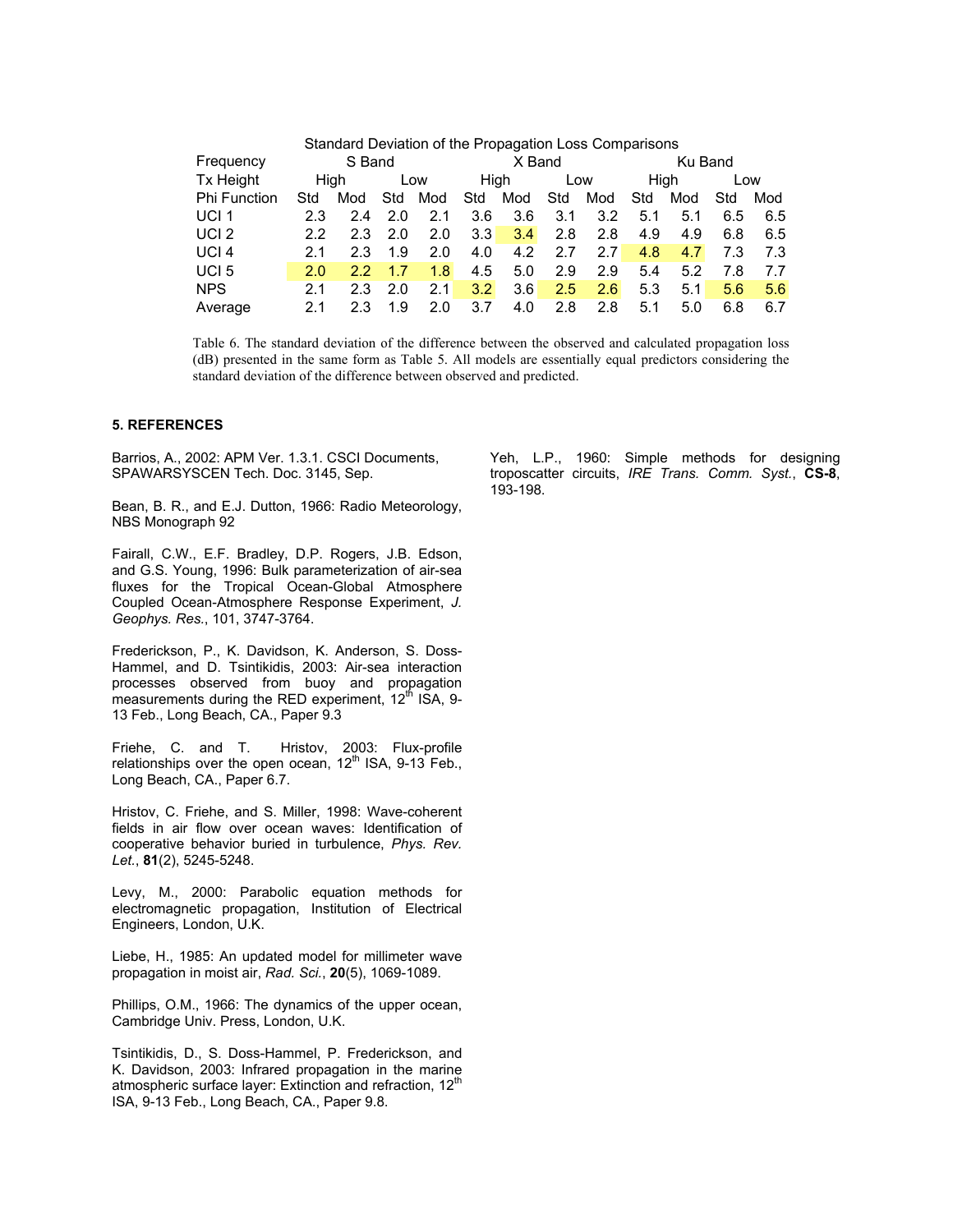| Standard Deviation of the Propagation Loss Comparisons | | | | | | | | | | | | |
|---|---|---|---|---|---|---|---|---|---|---|---|---|
| Frequency | S Band | | | | X Band | | | | Ku Band | | | |
| Tx Height | High | | Low | | High | | Low | | High | | Low | |
| Phi Function | Std | Mod | Std | Mod | Std | Mod | Std | Mod | Std | Mod | Std | Mod |
| UCI 1 | 2.3 | 2.4 | 2.0 | 2.1 | 3.6 | 3.6 | 3.1 | 3.2 | 5.1 | 5.1 | 6.5 | 6.5 |
| UCI 2 | 2.2 | 2.3 | 2.0 | 2.0 | 3.3 | 3.4 | 2.8 | 2.8 | 4.9 | 4.9 | 6.8 | 6.5 |
| UCI 4 | 2.1 | 2.3 | 1.9 | 2.0 | 4.0 | 4.2 | 2.7 | 2.7 | 4.8 | 4.7 | 7.3 | 7.3 |
| UCI 5 | 2.0 | 2.2 | 1.7 | 1.8 | 4.5 | 5.0 | 2.9 | 2.9 | 5.4 | 5.2 | 7.8 | 7.7 |
| NPS | 2.1 | 2.3 | 2.0 | 2.1 | 3.2 | 3.6 | 2.5 | 2.6 | 5.3 | 5.1 | 5.6 | 5.6 |
| Average | 2.1 | 2.3 | 1.9 | 2.0 | 3.7 | 4.0 | 2.8 | 2.8 | 5.1 | 5.0 | 6.8 | 6.7 |

Table 6. The standard deviation of the difference between the observed and calculated propagation loss (dB) presented in the same form as Table 5. All models are essentially equal predictors considering the standard deviation of the difference between observed and predicted.

## 5. REFERENCES

Barrios, A., 2002: APM Ver. 1.3.1. CSCI Documents, SPAWARSYSCEN Tech. Doc. 3145, Sep.

Bean, B. R., and E.J. Dutton, 1966: Radio Meteorology, NBS Monograph 92

Fairall, C.W., E.F. Bradley, D.P. Rogers, J.B. Edson, and G.S. Young, 1996: Bulk parameterization of air-sea fluxes for the Tropical Ocean-Global Atmosphere Coupled Ocean-Atmosphere Response Experiment, *J. Geophys. Res.*, 101, 3747-3764.

Frederickson, P., K. Davidson, K. Anderson, S. Doss-Hammel, and D. Tsintikidis, 2003: Air-sea interaction processes observed from buoy and propagation measurements during the RED experiment, 12th ISA, 9-13 Feb., Long Beach, CA., Paper 9.3

Friehe, C. and T. Hristov, 2003: Flux-profile relationships over the open ocean, 12th ISA, 9-13 Feb., Long Beach, CA., Paper 6.7.

Hristov, C. Friehe, and S. Miller, 1998: Wave-coherent fields in air flow over ocean waves: Identification of cooperative behavior buried in turbulence, *Phys. Rev. Let.*, **81**(2), 5245-5248.

Levy, M., 2000: Parabolic equation methods for electromagnetic propagation, Institution of Electrical Engineers, London, U.K.

Liebe, H., 1985: An updated model for millimeter wave propagation in moist air, *Rad. Sci.*, **20**(5), 1069-1089.

Phillips, O.M., 1966: The dynamics of the upper ocean, Cambridge Univ. Press, London, U.K.

Tsintikidis, D., S. Doss-Hammel, P. Frederickson, and K. Davidson, 2003: Infrared propagation in the marine atmospheric surface layer: Extinction and refraction, 12th ISA, 9-13 Feb., Long Beach, CA., Paper 9.8.

Yeh, L.P., 1960: Simple methods for designing troposcatter circuits, *IRE Trans. Comm. Syst.*, **CS-8**, 193-198.